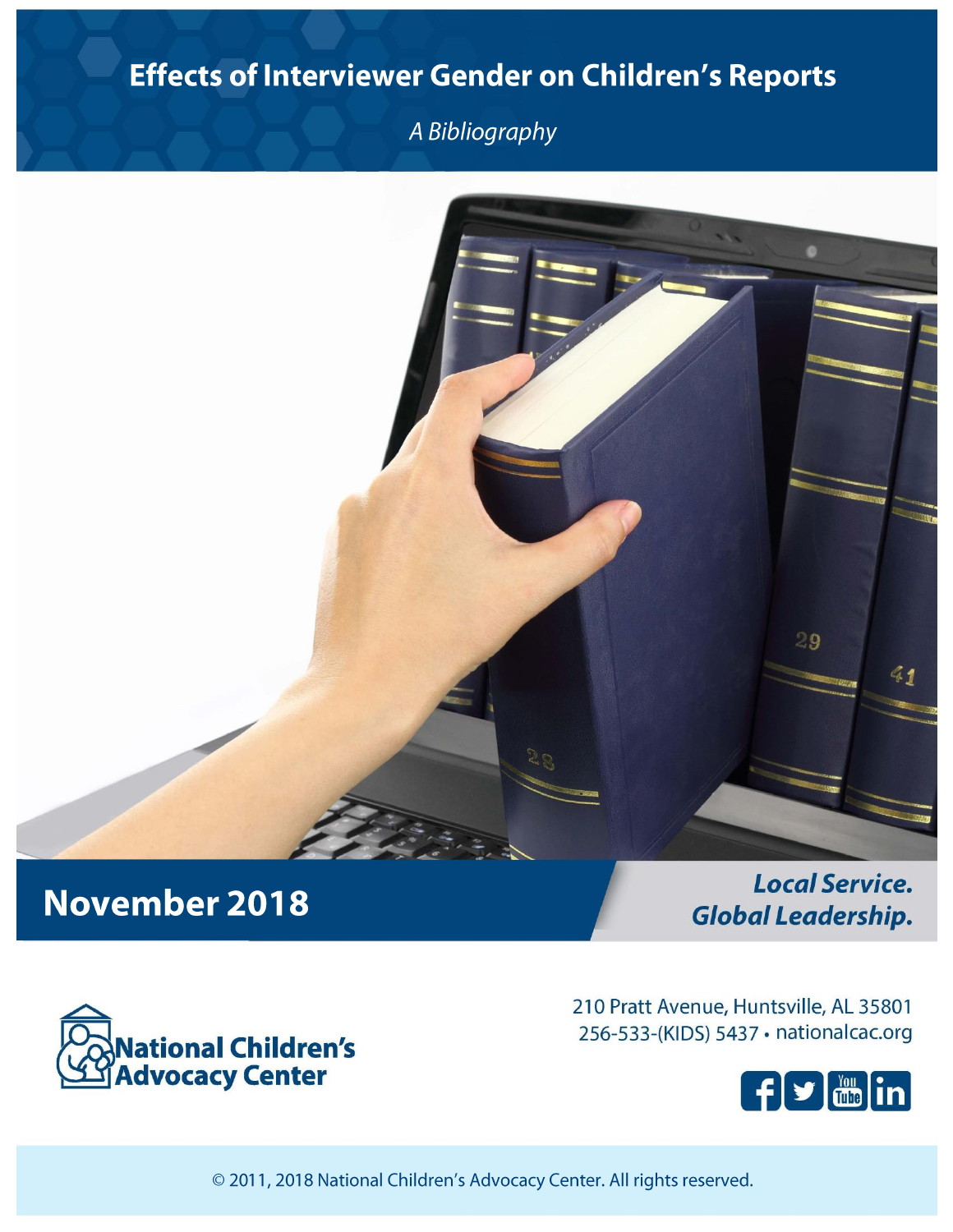# Effects of Interviewer Gender on Children's Reports

*A Bibliography*

## November 2018

***Local Service. Global Leadership.***

National Children's Advocacy Center

210 Pratt Avenue, Huntsville, AL 35801
256-533-(KIDS) 5437 • nationalcac.org

© 2011, 2018 National Children's Advocacy Center. All rights reserved.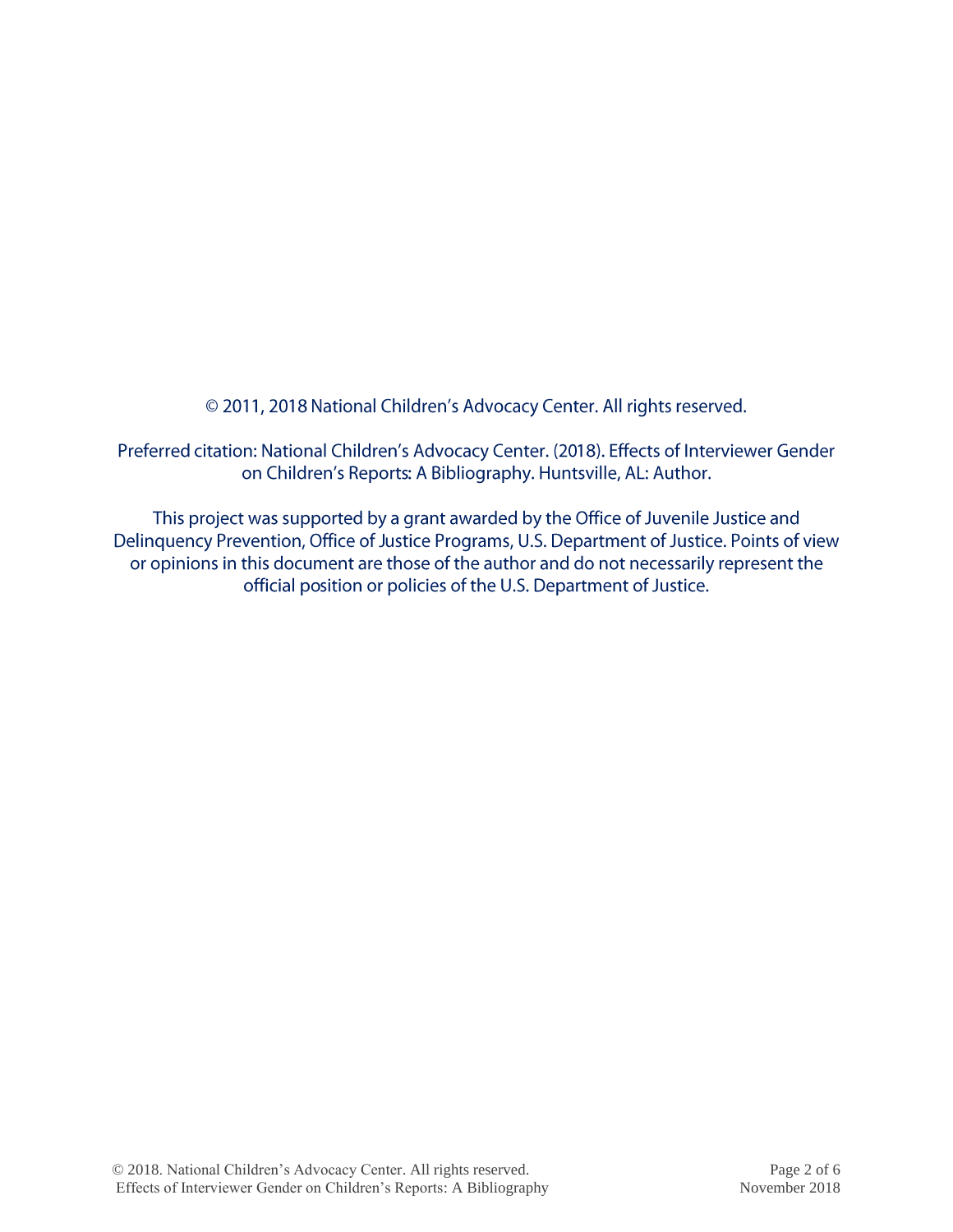© 2011, 2018 National Children's Advocacy Center. All rights reserved.

Preferred citation: National Children's Advocacy Center. (2018). Effects of Interviewer Gender on Children's Reports: A Bibliography. Huntsville, AL: Author.

This project was supported by a grant awarded by the Office of Juvenile Justice and Delinquency Prevention, Office of Justice Programs, U.S. Department of Justice. Points of view or opinions in this document are those of the author and do not necessarily represent the official position or policies of the U.S. Department of Justice.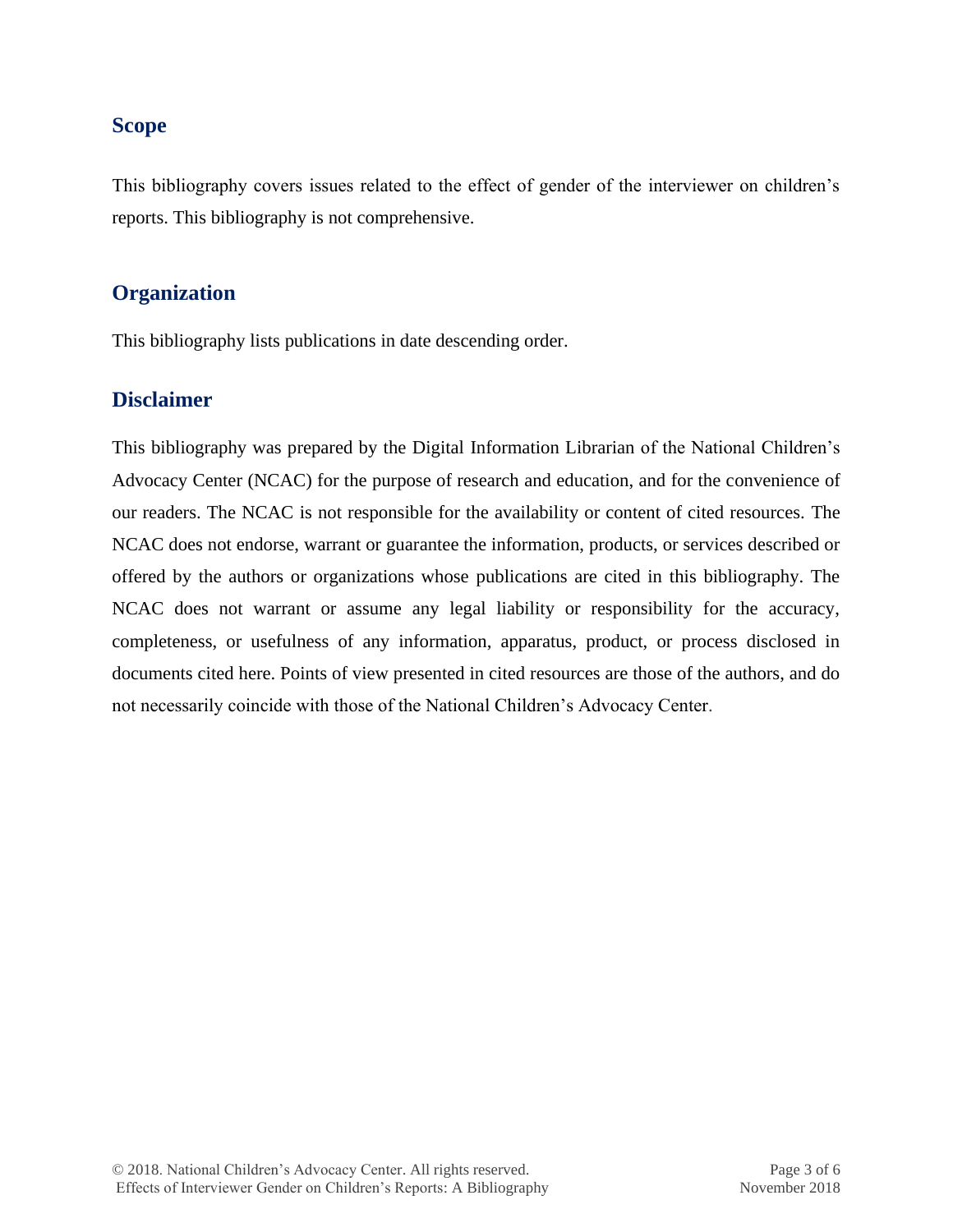## Scope

This bibliography covers issues related to the effect of gender of the interviewer on children's reports. This bibliography is not comprehensive.

## Organization

This bibliography lists publications in date descending order.

## Disclaimer

This bibliography was prepared by the Digital Information Librarian of the National Children's Advocacy Center (NCAC) for the purpose of research and education, and for the convenience of our readers. The NCAC is not responsible for the availability or content of cited resources. The NCAC does not endorse, warrant or guarantee the information, products, or services described or offered by the authors or organizations whose publications are cited in this bibliography. The NCAC does not warrant or assume any legal liability or responsibility for the accuracy, completeness, or usefulness of any information, apparatus, product, or process disclosed in documents cited here. Points of view presented in cited resources are those of the authors, and do not necessarily coincide with those of the National Children's Advocacy Center.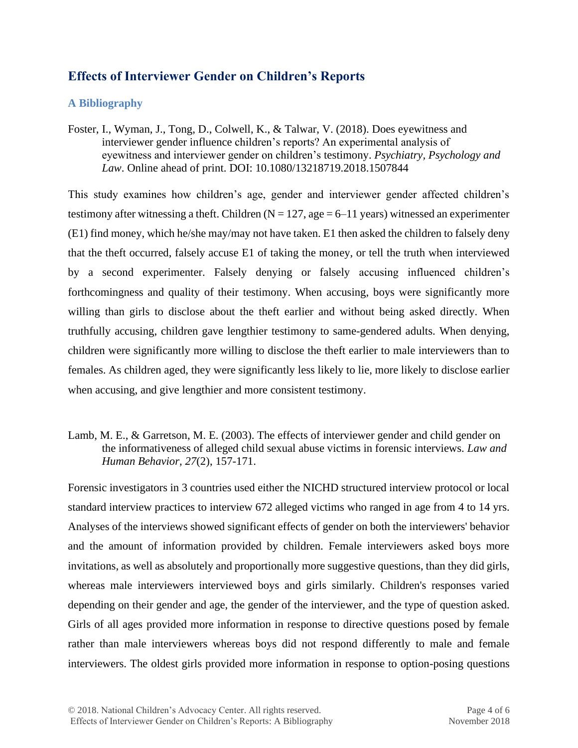## Effects of Interviewer Gender on Children's Reports

### A Bibliography

Foster, I., Wyman, J., Tong, D., Colwell, K., & Talwar, V. (2018). Does eyewitness and interviewer gender influence children's reports? An experimental analysis of eyewitness and interviewer gender on children's testimony. *Psychiatry, Psychology and Law*. Online ahead of print. DOI: 10.1080/13218719.2018.1507844

This study examines how children's age, gender and interviewer gender affected children's testimony after witnessing a theft. Children (N = 127, age = 6–11 years) witnessed an experimenter (E1) find money, which he/she may/may not have taken. E1 then asked the children to falsely deny that the theft occurred, falsely accuse E1 of taking the money, or tell the truth when interviewed by a second experimenter. Falsely denying or falsely accusing influenced children's forthcomingness and quality of their testimony. When accusing, boys were significantly more willing than girls to disclose about the theft earlier and without being asked directly. When truthfully accusing, children gave lengthier testimony to same-gendered adults. When denying, children were significantly more willing to disclose the theft earlier to male interviewers than to females. As children aged, they were significantly less likely to lie, more likely to disclose earlier when accusing, and give lengthier and more consistent testimony.

Lamb, M. E., & Garretson, M. E. (2003). The effects of interviewer gender and child gender on the informativeness of alleged child sexual abuse victims in forensic interviews. *Law and Human Behavior*, *27*(2), 157-171.

Forensic investigators in 3 countries used either the NICHD structured interview protocol or local standard interview practices to interview 672 alleged victims who ranged in age from 4 to 14 yrs. Analyses of the interviews showed significant effects of gender on both the interviewers' behavior and the amount of information provided by children. Female interviewers asked boys more invitations, as well as absolutely and proportionally more suggestive questions, than they did girls, whereas male interviewers interviewed boys and girls similarly. Children's responses varied depending on their gender and age, the gender of the interviewer, and the type of question asked. Girls of all ages provided more information in response to directive questions posed by female rather than male interviewers whereas boys did not respond differently to male and female interviewers. The oldest girls provided more information in response to option-posing questions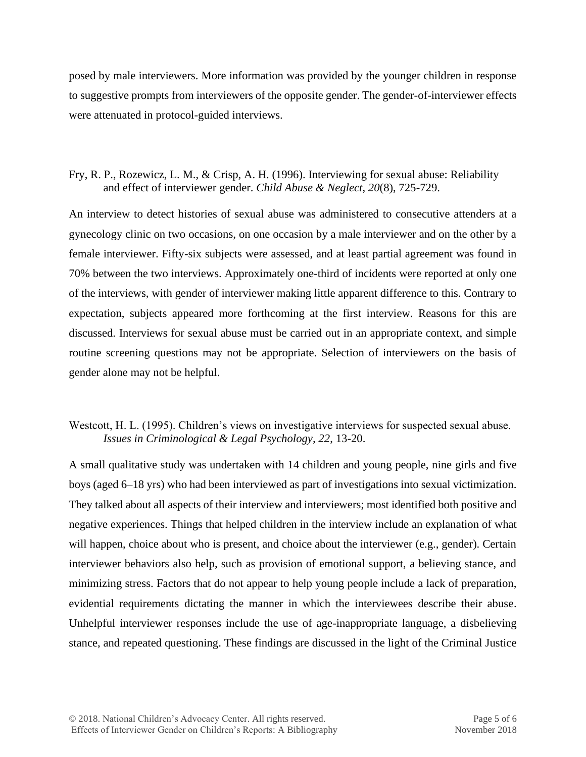posed by male interviewers. More information was provided by the younger children in response to suggestive prompts from interviewers of the opposite gender. The gender-of-interviewer effects were attenuated in protocol-guided interviews.

Fry, R. P., Rozewicz, L. M., & Crisp, A. H. (1996). Interviewing for sexual abuse: Reliability and effect of interviewer gender. *Child Abuse & Neglect, 20*(8), 725-729.

An interview to detect histories of sexual abuse was administered to consecutive attenders at a gynecology clinic on two occasions, on one occasion by a male interviewer and on the other by a female interviewer. Fifty-six subjects were assessed, and at least partial agreement was found in 70% between the two interviews. Approximately one-third of incidents were reported at only one of the interviews, with gender of interviewer making little apparent difference to this. Contrary to expectation, subjects appeared more forthcoming at the first interview. Reasons for this are discussed. Interviews for sexual abuse must be carried out in an appropriate context, and simple routine screening questions may not be appropriate. Selection of interviewers on the basis of gender alone may not be helpful.

Westcott, H. L. (1995). Children's views on investigative interviews for suspected sexual abuse. *Issues in Criminological & Legal Psychology, 22*, 13-20.

A small qualitative study was undertaken with 14 children and young people, nine girls and five boys (aged 6–18 yrs) who had been interviewed as part of investigations into sexual victimization. They talked about all aspects of their interview and interviewers; most identified both positive and negative experiences. Things that helped children in the interview include an explanation of what will happen, choice about who is present, and choice about the interviewer (e.g., gender). Certain interviewer behaviors also help, such as provision of emotional support, a believing stance, and minimizing stress. Factors that do not appear to help young people include a lack of preparation, evidential requirements dictating the manner in which the interviewees describe their abuse. Unhelpful interviewer responses include the use of age-inappropriate language, a disbelieving stance, and repeated questioning. These findings are discussed in the light of the Criminal Justice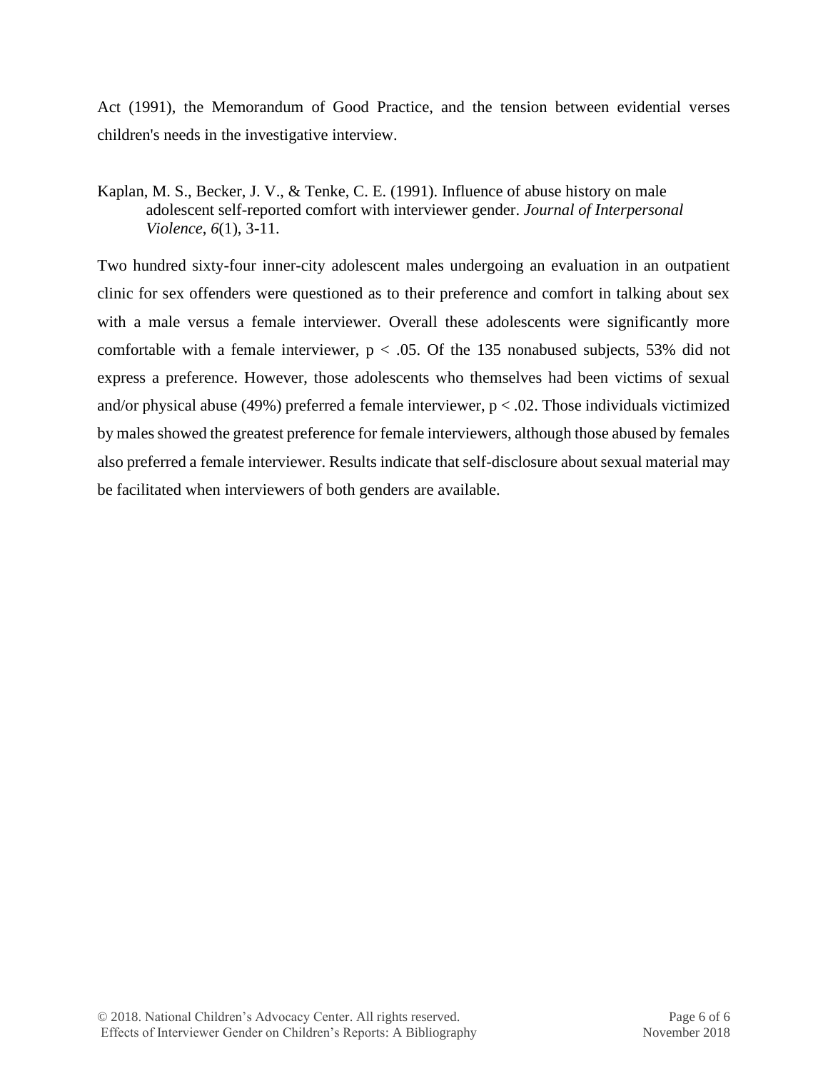Act (1991), the Memorandum of Good Practice, and the tension between evidential verses children's needs in the investigative interview.

Kaplan, M. S., Becker, J. V., & Tenke, C. E. (1991). Influence of abuse history on male adolescent self-reported comfort with interviewer gender. *Journal of Interpersonal Violence*, *6*(1), 3-11.

Two hundred sixty-four inner-city adolescent males undergoing an evaluation in an outpatient clinic for sex offenders were questioned as to their preference and comfort in talking about sex with a male versus a female interviewer. Overall these adolescents were significantly more comfortable with a female interviewer, $p < .05$. Of the 135 nonabused subjects, 53% did not express a preference. However, those adolescents who themselves had been victims of sexual and/or physical abuse (49%) preferred a female interviewer, $p < .02$. Those individuals victimized by males showed the greatest preference for female interviewers, although those abused by females also preferred a female interviewer. Results indicate that self-disclosure about sexual material may be facilitated when interviewers of both genders are available.